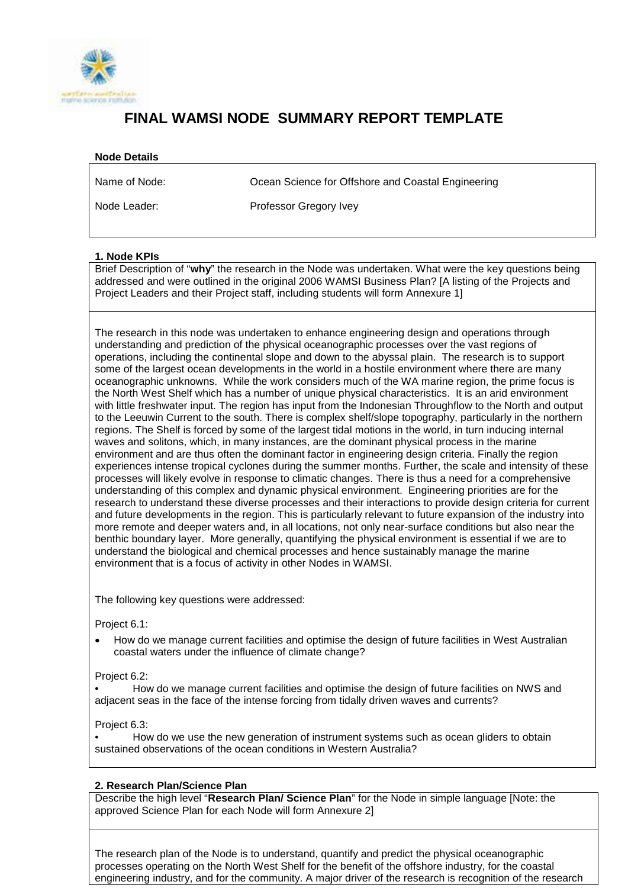# FINAL WAMSI NODE SUMMARY REPORT TEMPLATE

**Node Details**

| | |
|---|---|
| Name of Node: | Ocean Science for Offshore and Coastal Engineering |
| Node Leader: | Professor Gregory Ivey |

## 1. Node KPIs

Brief Description of "**why**" the research in the Node was undertaken. What were the key questions being addressed and were outlined in the original 2006 WAMSI Business Plan? [A listing of the Projects and Project Leaders and their Project staff, including students will form Annexure 1]

The research in this node was undertaken to enhance engineering design and operations through understanding and prediction of the physical oceanographic processes over the vast regions of operations, including the continental slope and down to the abyssal plain. The research is to support some of the largest ocean developments in the world in a hostile environment where there are many oceanographic unknowns. While the work considers much of the WA marine region, the prime focus is the North West Shelf which has a number of unique physical characteristics. It is an arid environment with little freshwater input. The region has input from the Indonesian Throughflow to the North and output to the Leeuwin Current to the south. There is complex shelf/slope topography, particularly in the northern regions. The Shelf is forced by some of the largest tidal motions in the world, in turn inducing internal waves and solitons, which, in many instances, are the dominant physical process in the marine environment and are thus often the dominant factor in engineering design criteria. Finally the region experiences intense tropical cyclones during the summer months. Further, the scale and intensity of these processes will likely evolve in response to climatic changes. There is thus a need for a comprehensive understanding of this complex and dynamic physical environment. Engineering priorities are for the research to understand these diverse processes and their interactions to provide design criteria for current and future developments in the region. This is particularly relevant to future expansion of the industry into more remote and deeper waters and, in all locations, not only near-surface conditions but also near the benthic boundary layer. More generally, quantifying the physical environment is essential if we are to understand the biological and chemical processes and hence sustainably manage the marine environment that is a focus of activity in other Nodes in WAMSI.

The following key questions were addressed:

Project 6.1:

- How do we manage current facilities and optimise the design of future facilities in West Australian coastal waters under the influence of climate change?

Project 6.2:

- How do we manage current facilities and optimise the design of future facilities on NWS and adjacent seas in the face of the intense forcing from tidally driven waves and currents?

Project 6.3:

- How do we use the new generation of instrument systems such as ocean gliders to obtain sustained observations of the ocean conditions in Western Australia?

## 2. Research Plan/Science Plan

Describe the high level "**Research Plan/ Science Plan**" for the Node in simple language [Note: the approved Science Plan for each Node will form Annexure 2]

The research plan of the Node is to understand, quantify and predict the physical oceanographic processes operating on the North West Shelf for the benefit of the offshore industry, for the coastal engineering industry, and for the community. A major driver of the research is recognition of the research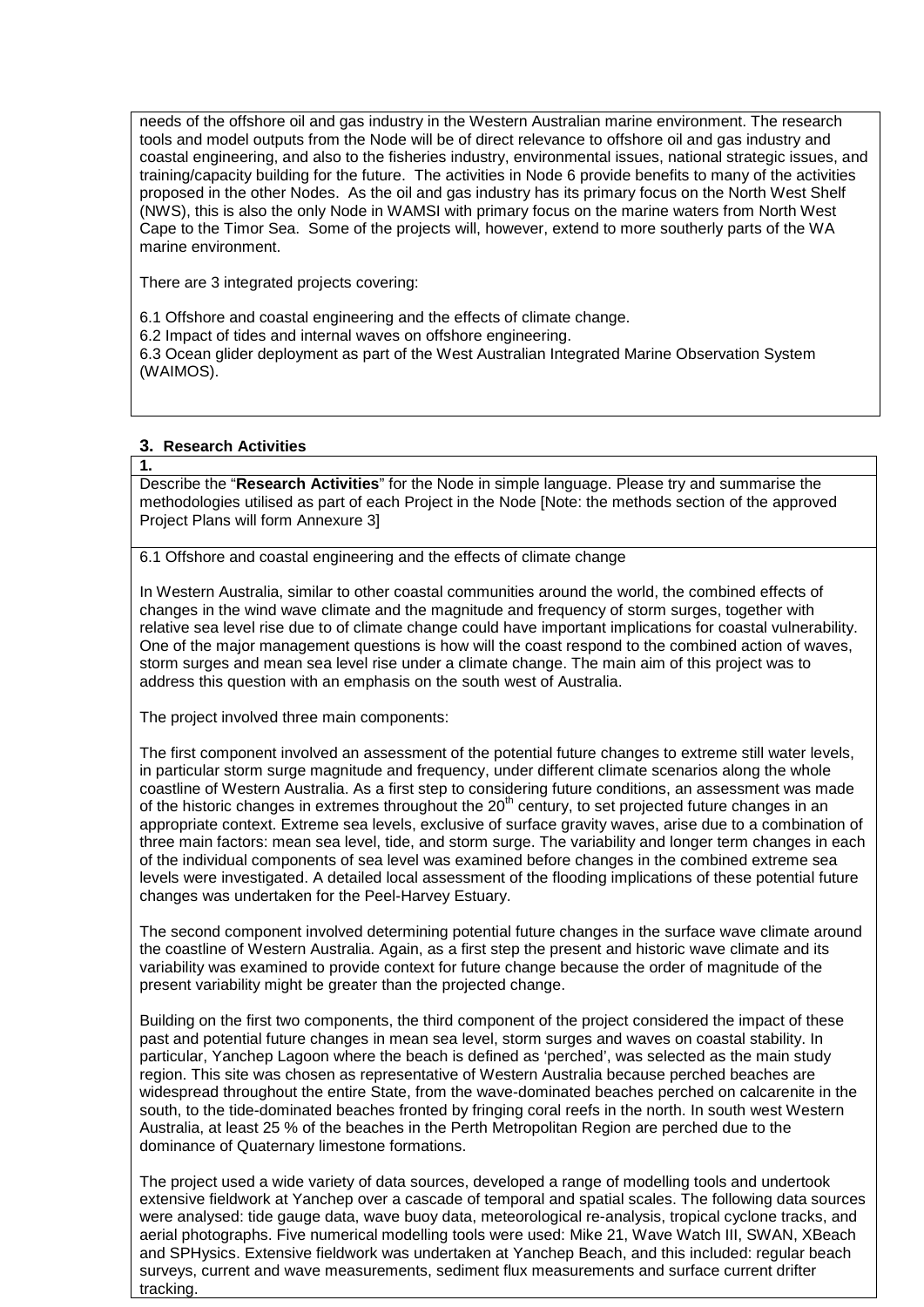needs of the offshore oil and gas industry in the Western Australian marine environment. The research tools and model outputs from the Node will be of direct relevance to offshore oil and gas industry and coastal engineering, and also to the fisheries industry, environmental issues, national strategic issues, and training/capacity building for the future. The activities in Node 6 provide benefits to many of the activities proposed in the other Nodes. As the oil and gas industry has its primary focus on the North West Shelf (NWS), this is also the only Node in WAMSI with primary focus on the marine waters from North West Cape to the Timor Sea. Some of the projects will, however, extend to more southerly parts of the WA marine environment.

There are 3 integrated projects covering:

6.1 Offshore and coastal engineering and the effects of climate change.
6.2 Impact of tides and internal waves on offshore engineering.
6.3 Ocean glider deployment as part of the West Australian Integrated Marine Observation System (WAIMOS).

## 3. Research Activities

**1.**

Describe the "**Research Activities**" for the Node in simple language. Please try and summarise the methodologies utilised as part of each Project in the Node [Note: the methods section of the approved Project Plans will form Annexure 3]

6.1 Offshore and coastal engineering and the effects of climate change

In Western Australia, similar to other coastal communities around the world, the combined effects of changes in the wind wave climate and the magnitude and frequency of storm surges, together with relative sea level rise due to of climate change could have important implications for coastal vulnerability. One of the major management questions is how will the coast respond to the combined action of waves, storm surges and mean sea level rise under a climate change. The main aim of this project was to address this question with an emphasis on the south west of Australia.

The project involved three main components:

The first component involved an assessment of the potential future changes to extreme still water levels, in particular storm surge magnitude and frequency, under different climate scenarios along the whole coastline of Western Australia. As a first step to considering future conditions, an assessment was made of the historic changes in extremes throughout the 20th century, to set projected future changes in an appropriate context. Extreme sea levels, exclusive of surface gravity waves, arise due to a combination of three main factors: mean sea level, tide, and storm surge. The variability and longer term changes in each of the individual components of sea level was examined before changes in the combined extreme sea levels were investigated. A detailed local assessment of the flooding implications of these potential future changes was undertaken for the Peel-Harvey Estuary.

The second component involved determining potential future changes in the surface wave climate around the coastline of Western Australia. Again, as a first step the present and historic wave climate and its variability was examined to provide context for future change because the order of magnitude of the present variability might be greater than the projected change.

Building on the first two components, the third component of the project considered the impact of these past and potential future changes in mean sea level, storm surges and waves on coastal stability. In particular, Yanchep Lagoon where the beach is defined as 'perched', was selected as the main study region. This site was chosen as representative of Western Australia because perched beaches are widespread throughout the entire State, from the wave-dominated beaches perched on calcarenite in the south, to the tide-dominated beaches fronted by fringing coral reefs in the north. In south west Western Australia, at least 25 % of the beaches in the Perth Metropolitan Region are perched due to the dominance of Quaternary limestone formations.

The project used a wide variety of data sources, developed a range of modelling tools and undertook extensive fieldwork at Yanchep over a cascade of temporal and spatial scales. The following data sources were analysed: tide gauge data, wave buoy data, meteorological re-analysis, tropical cyclone tracks, and aerial photographs. Five numerical modelling tools were used: Mike 21, Wave Watch III, SWAN, XBeach and SPHysics. Extensive fieldwork was undertaken at Yanchep Beach, and this included: regular beach surveys, current and wave measurements, sediment flux measurements and surface current drifter tracking.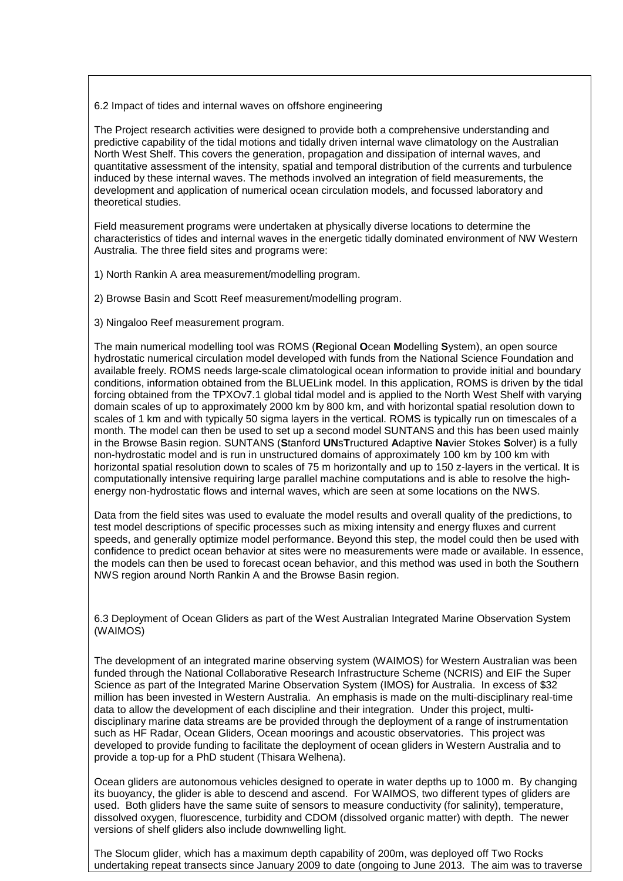## 6.2 Impact of tides and internal waves on offshore engineering

The Project research activities were designed to provide both a comprehensive understanding and predictive capability of the tidal motions and tidally driven internal wave climatology on the Australian North West Shelf. This covers the generation, propagation and dissipation of internal waves, and quantitative assessment of the intensity, spatial and temporal distribution of the currents and turbulence induced by these internal waves. The methods involved an integration of field measurements, the development and application of numerical ocean circulation models, and focussed laboratory and theoretical studies.

Field measurement programs were undertaken at physically diverse locations to determine the characteristics of tides and internal waves in the energetic tidally dominated environment of NW Western Australia. The three field sites and programs were:

1) North Rankin A area measurement/modelling program.

2) Browse Basin and Scott Reef measurement/modelling program.

3) Ningaloo Reef measurement program.

The main numerical modelling tool was ROMS (**R**egional **O**cean **M**odelling **S**ystem), an open source hydrostatic numerical circulation model developed with funds from the National Science Foundation and available freely. ROMS needs large-scale climatological ocean information to provide initial and boundary conditions, information obtained from the BLUELink model. In this application, ROMS is driven by the tidal forcing obtained from the TPXOv7.1 global tidal model and is applied to the North West Shelf with varying domain scales of up to approximately 2000 km by 800 km, and with horizontal spatial resolution down to scales of 1 km and with typically 50 sigma layers in the vertical. ROMS is typically run on timescales of a month. The model can then be used to set up a second model SUNTANS and this has been used mainly in the Browse Basin region. SUNTANS (**S**tanford **UN**s**T**ructured **A**daptive **Na**vier Stokes **S**olver) is a fully non-hydrostatic model and is run in unstructured domains of approximately 100 km by 100 km with horizontal spatial resolution down to scales of 75 m horizontally and up to 150 z-layers in the vertical. It is computationally intensive requiring large parallel machine computations and is able to resolve the high-energy non-hydrostatic flows and internal waves, which are seen at some locations on the NWS.

Data from the field sites was used to evaluate the model results and overall quality of the predictions, to test model descriptions of specific processes such as mixing intensity and energy fluxes and current speeds, and generally optimize model performance. Beyond this step, the model could then be used with confidence to predict ocean behavior at sites were no measurements were made or available. In essence, the models can then be used to forecast ocean behavior, and this method was used in both the Southern NWS region around North Rankin A and the Browse Basin region.

## 6.3 Deployment of Ocean Gliders as part of the West Australian Integrated Marine Observation System (WAIMOS)

The development of an integrated marine observing system (WAIMOS) for Western Australian was been funded through the National Collaborative Research Infrastructure Scheme (NCRIS) and EIF the Super Science as part of the Integrated Marine Observation System (IMOS) for Australia. In excess of $32 million has been invested in Western Australia. An emphasis is made on the multi-disciplinary real-time data to allow the development of each discipline and their integration. Under this project, multi-disciplinary marine data streams are be provided through the deployment of a range of instrumentation such as HF Radar, Ocean Gliders, Ocean moorings and acoustic observatories. This project was developed to provide funding to facilitate the deployment of ocean gliders in Western Australia and to provide a top-up for a PhD student (Thisara Welhena).

Ocean gliders are autonomous vehicles designed to operate in water depths up to 1000 m. By changing its buoyancy, the glider is able to descend and ascend. For WAIMOS, two different types of gliders are used. Both gliders have the same suite of sensors to measure conductivity (for salinity), temperature, dissolved oxygen, fluorescence, turbidity and CDOM (dissolved organic matter) with depth. The newer versions of shelf gliders also include downwelling light.

The Slocum glider, which has a maximum depth capability of 200m, was deployed off Two Rocks undertaking repeat transects since January 2009 to date (ongoing to June 2013. The aim was to traverse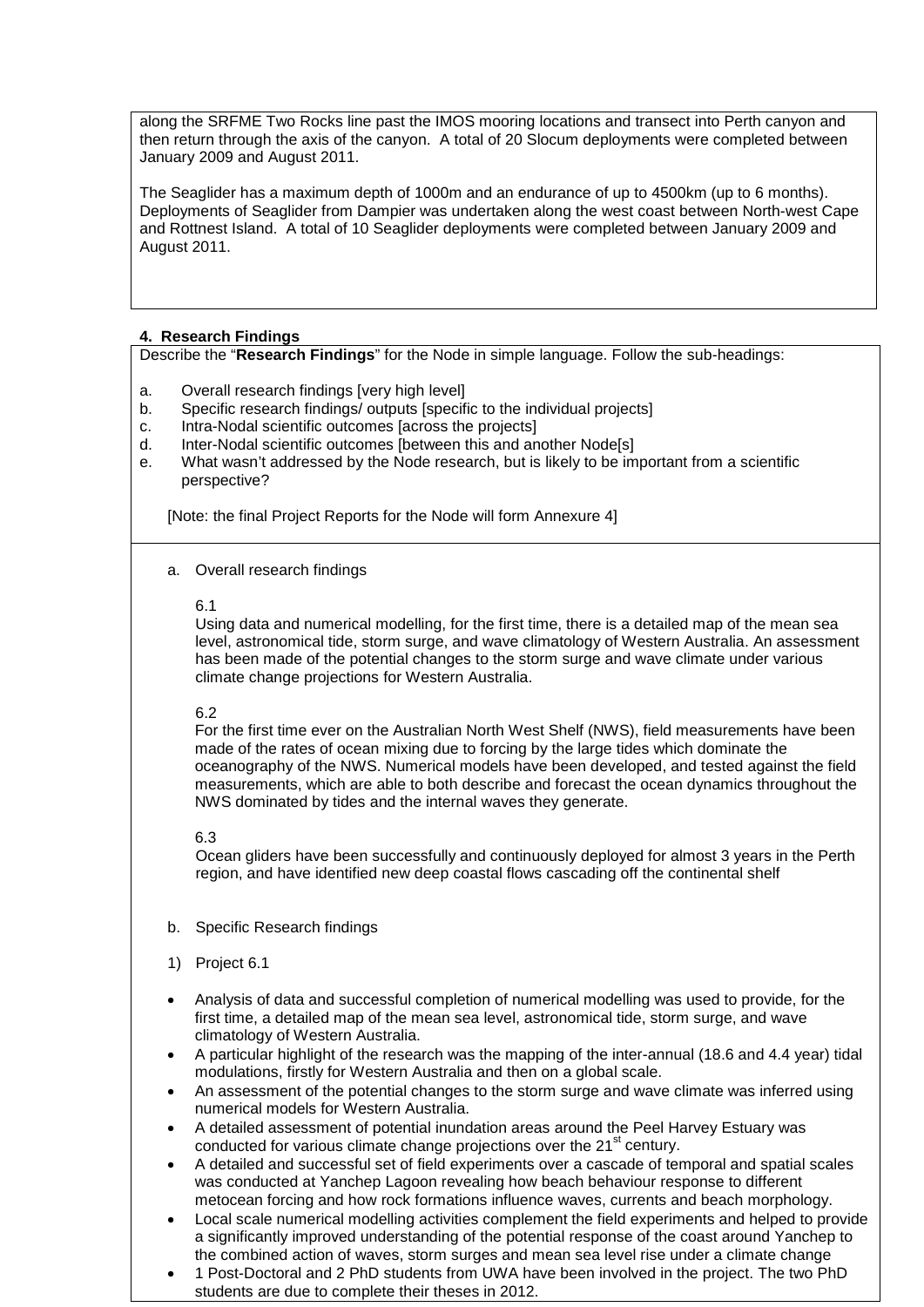along the SRFME Two Rocks line past the IMOS mooring locations and transect into Perth canyon and then return through the axis of the canyon. A total of 20 Slocum deployments were completed between January 2009 and August 2011.

The Seaglider has a maximum depth of 1000m and an endurance of up to 4500km (up to 6 months). Deployments of Seaglider from Dampier was undertaken along the west coast between North-west Cape and Rottnest Island. A total of 10 Seaglider deployments were completed between January 2009 and August 2011.

**4. Research Findings**

Describe the "**Research Findings**" for the Node in simple language. Follow the sub-headings:

a. Overall research findings [very high level]
b. Specific research findings/ outputs [specific to the individual projects]
c. Intra-Nodal scientific outcomes [across the projects]
d. Inter-Nodal scientific outcomes [between this and another Node[s]
e. What wasn't addressed by the Node research, but is likely to be important from a scientific perspective?

[Note: the final Project Reports for the Node will form Annexure 4]

a. Overall research findings

6.1
Using data and numerical modelling, for the first time, there is a detailed map of the mean sea level, astronomical tide, storm surge, and wave climatology of Western Australia. An assessment has been made of the potential changes to the storm surge and wave climate under various climate change projections for Western Australia.

6.2
For the first time ever on the Australian North West Shelf (NWS), field measurements have been made of the rates of ocean mixing due to forcing by the large tides which dominate the oceanography of the NWS. Numerical models have been developed, and tested against the field measurements, which are able to both describe and forecast the ocean dynamics throughout the NWS dominated by tides and the internal waves they generate.

6.3
Ocean gliders have been successfully and continuously deployed for almost 3 years in the Perth region, and have identified new deep coastal flows cascading off the continental shelf

b. Specific Research findings

1) Project 6.1

- Analysis of data and successful completion of numerical modelling was used to provide, for the first time, a detailed map of the mean sea level, astronomical tide, storm surge, and wave climatology of Western Australia.
- A particular highlight of the research was the mapping of the inter-annual (18.6 and 4.4 year) tidal modulations, firstly for Western Australia and then on a global scale.
- An assessment of the potential changes to the storm surge and wave climate was inferred using numerical models for Western Australia.
- A detailed assessment of potential inundation areas around the Peel Harvey Estuary was conducted for various climate change projections over the 21st century.
- A detailed and successful set of field experiments over a cascade of temporal and spatial scales was conducted at Yanchep Lagoon revealing how beach behaviour response to different metocean forcing and how rock formations influence waves, currents and beach morphology.
- Local scale numerical modelling activities complement the field experiments and helped to provide a significantly improved understanding of the potential response of the coast around Yanchep to the combined action of waves, storm surges and mean sea level rise under a climate change
- 1 Post-Doctoral and 2 PhD students from UWA have been involved in the project. The two PhD students are due to complete their theses in 2012.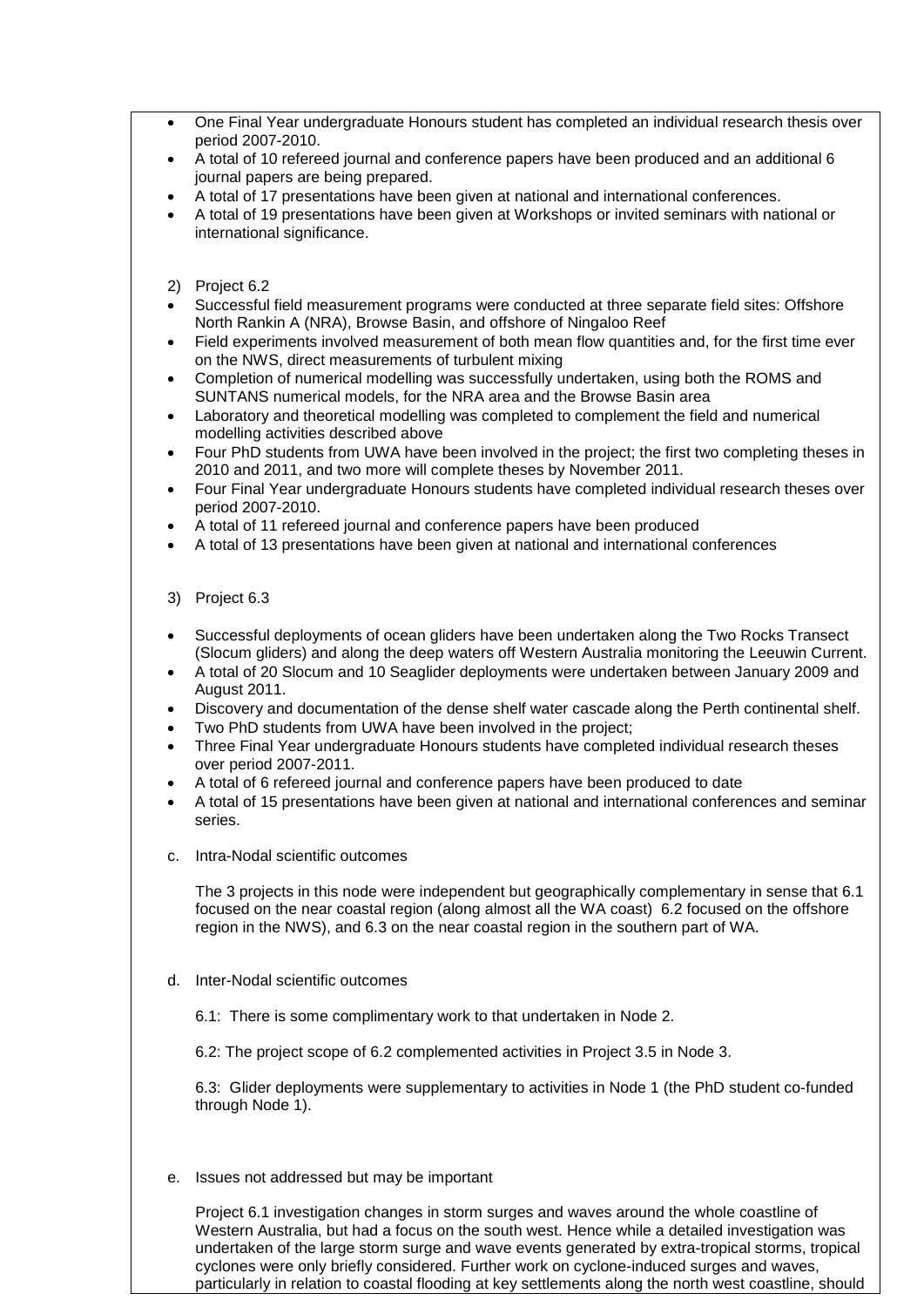- One Final Year undergraduate Honours student has completed an individual research thesis over period 2007-2010.
- A total of 10 refereed journal and conference papers have been produced and an additional 6 journal papers are being prepared.
- A total of 17 presentations have been given at national and international conferences.
- A total of 19 presentations have been given at Workshops or invited seminars with national or international significance.

2) Project 6.2

- Successful field measurement programs were conducted at three separate field sites: Offshore North Rankin A (NRA), Browse Basin, and offshore of Ningaloo Reef
- Field experiments involved measurement of both mean flow quantities and, for the first time ever on the NWS, direct measurements of turbulent mixing
- Completion of numerical modelling was successfully undertaken, using both the ROMS and SUNTANS numerical models, for the NRA area and the Browse Basin area
- Laboratory and theoretical modelling was completed to complement the field and numerical modelling activities described above
- Four PhD students from UWA have been involved in the project; the first two completing theses in 2010 and 2011, and two more will complete theses by November 2011.
- Four Final Year undergraduate Honours students have completed individual research theses over period 2007-2010.
- A total of 11 refereed journal and conference papers have been produced
- A total of 13 presentations have been given at national and international conferences

3) Project 6.3

- Successful deployments of ocean gliders have been undertaken along the Two Rocks Transect (Slocum gliders) and along the deep waters off Western Australia monitoring the Leeuwin Current.
- A total of 20 Slocum and 10 Seaglider deployments were undertaken between January 2009 and August 2011.
- Discovery and documentation of the dense shelf water cascade along the Perth continental shelf.
- Two PhD students from UWA have been involved in the project;
- Three Final Year undergraduate Honours students have completed individual research theses over period 2007-2011.
- A total of 6 refereed journal and conference papers have been produced to date
- A total of 15 presentations have been given at national and international conferences and seminar series.

c. Intra-Nodal scientific outcomes

The 3 projects in this node were independent but geographically complementary in sense that 6.1 focused on the near coastal region (along almost all the WA coast) 6.2 focused on the offshore region in the NWS), and 6.3 on the near coastal region in the southern part of WA.

d. Inter-Nodal scientific outcomes

6.1: There is some complimentary work to that undertaken in Node 2.

6.2: The project scope of 6.2 complemented activities in Project 3.5 in Node 3.

6.3: Glider deployments were supplementary to activities in Node 1 (the PhD student co-funded through Node 1).

e. Issues not addressed but may be important

Project 6.1 investigation changes in storm surges and waves around the whole coastline of Western Australia, but had a focus on the south west. Hence while a detailed investigation was undertaken of the large storm surge and wave events generated by extra-tropical storms, tropical cyclones were only briefly considered. Further work on cyclone-induced surges and waves, particularly in relation to coastal flooding at key settlements along the north west coastline, should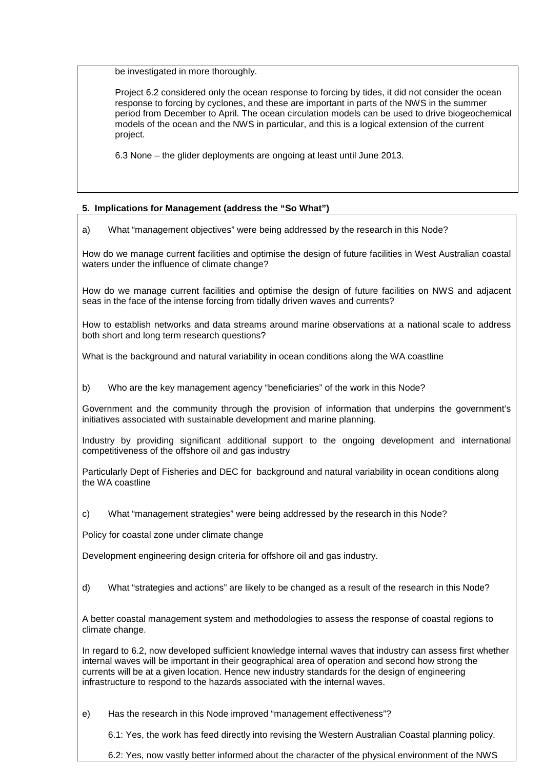be investigated in more thoroughly.

Project 6.2 considered only the ocean response to forcing by tides, it did not consider the ocean response to forcing by cyclones, and these are important in parts of the NWS in the summer period from December to April. The ocean circulation models can be used to drive biogeochemical models of the ocean and the NWS in particular, and this is a logical extension of the current project.

6.3 None – the glider deployments are ongoing at least until June 2013.

**5. Implications for Management (address the "So What")**

a) What "management objectives" were being addressed by the research in this Node?

How do we manage current facilities and optimise the design of future facilities in West Australian coastal waters under the influence of climate change?

How do we manage current facilities and optimise the design of future facilities on NWS and adjacent seas in the face of the intense forcing from tidally driven waves and currents?

How to establish networks and data streams around marine observations at a national scale to address both short and long term research questions?

What is the background and natural variability in ocean conditions along the WA coastline

b) Who are the key management agency "beneficiaries" of the work in this Node?

Government and the community through the provision of information that underpins the government's initiatives associated with sustainable development and marine planning.

Industry by providing significant additional support to the ongoing development and international competitiveness of the offshore oil and gas industry

Particularly Dept of Fisheries and DEC for background and natural variability in ocean conditions along the WA coastline

c) What "management strategies" were being addressed by the research in this Node?

Policy for coastal zone under climate change

Development engineering design criteria for offshore oil and gas industry.

d) What "strategies and actions" are likely to be changed as a result of the research in this Node?

A better coastal management system and methodologies to assess the response of coastal regions to climate change.

In regard to 6.2, now developed sufficient knowledge internal waves that industry can assess first whether internal waves will be important in their geographical area of operation and second how strong the currents will be at a given location. Hence new industry standards for the design of engineering infrastructure to respond to the hazards associated with the internal waves.

e) Has the research in this Node improved "management effectiveness"?

6.1: Yes, the work has feed directly into revising the Western Australian Coastal planning policy.

6.2: Yes, now vastly better informed about the character of the physical environment of the NWS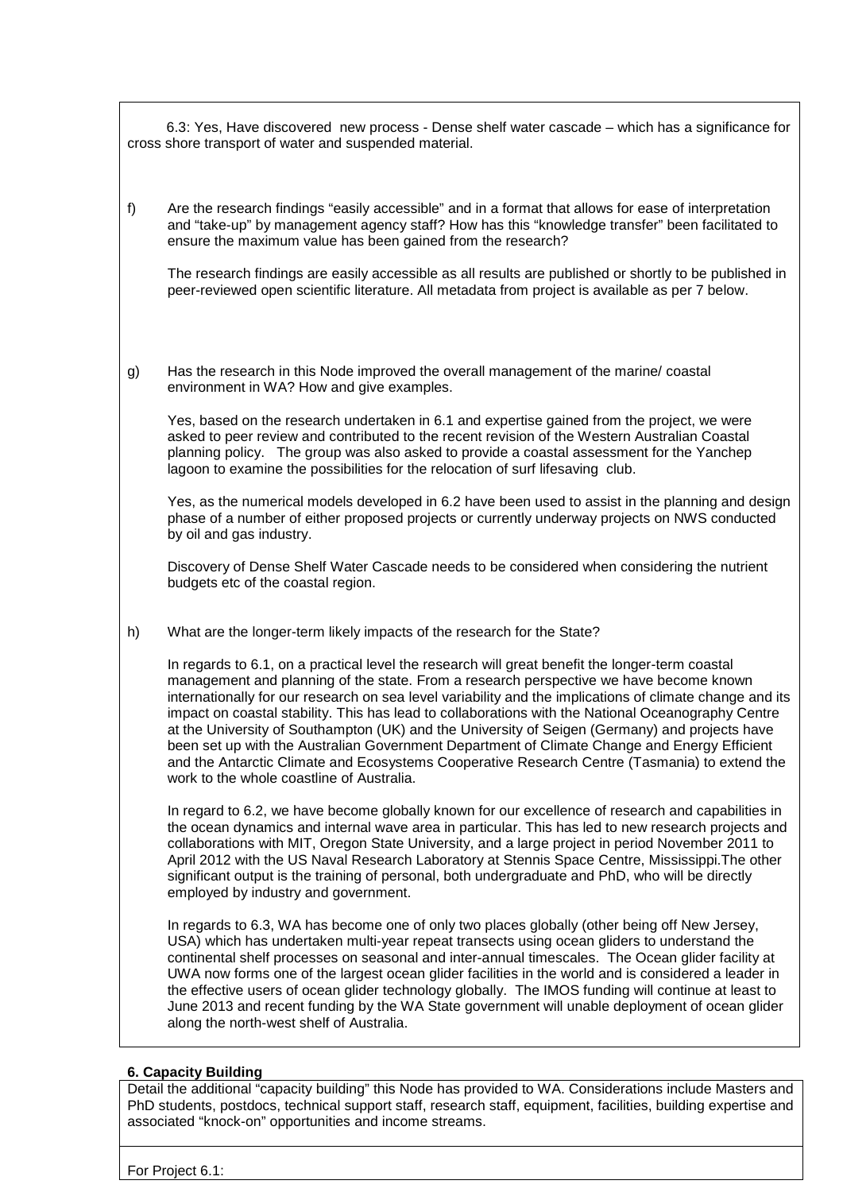6.3: Yes, Have discovered new process - Dense shelf water cascade – which has a significance for cross shore transport of water and suspended material.

f) Are the research findings "easily accessible" and in a format that allows for ease of interpretation and "take-up" by management agency staff? How has this "knowledge transfer" been facilitated to ensure the maximum value has been gained from the research?

The research findings are easily accessible as all results are published or shortly to be published in peer-reviewed open scientific literature. All metadata from project is available as per 7 below.

g) Has the research in this Node improved the overall management of the marine/ coastal environment in WA? How and give examples.

Yes, based on the research undertaken in 6.1 and expertise gained from the project, we were asked to peer review and contributed to the recent revision of the Western Australian Coastal planning policy. The group was also asked to provide a coastal assessment for the Yanchep lagoon to examine the possibilities for the relocation of surf lifesaving club.

Yes, as the numerical models developed in 6.2 have been used to assist in the planning and design phase of a number of either proposed projects or currently underway projects on NWS conducted by oil and gas industry.

Discovery of Dense Shelf Water Cascade needs to be considered when considering the nutrient budgets etc of the coastal region.

h) What are the longer-term likely impacts of the research for the State?

In regards to 6.1, on a practical level the research will great benefit the longer-term coastal management and planning of the state. From a research perspective we have become known internationally for our research on sea level variability and the implications of climate change and its impact on coastal stability. This has lead to collaborations with the National Oceanography Centre at the University of Southampton (UK) and the University of Seigen (Germany) and projects have been set up with the Australian Government Department of Climate Change and Energy Efficient and the Antarctic Climate and Ecosystems Cooperative Research Centre (Tasmania) to extend the work to the whole coastline of Australia.

In regard to 6.2, we have become globally known for our excellence of research and capabilities in the ocean dynamics and internal wave area in particular. This has led to new research projects and collaborations with MIT, Oregon State University, and a large project in period November 2011 to April 2012 with the US Naval Research Laboratory at Stennis Space Centre, Mississippi.The other significant output is the training of personal, both undergraduate and PhD, who will be directly employed by industry and government.

In regards to 6.3, WA has become one of only two places globally (other being off New Jersey, USA) which has undertaken multi-year repeat transects using ocean gliders to understand the continental shelf processes on seasonal and inter-annual timescales. The Ocean glider facility at UWA now forms one of the largest ocean glider facilities in the world and is considered a leader in the effective users of ocean glider technology globally. The IMOS funding will continue at least to June 2013 and recent funding by the WA State government will unable deployment of ocean glider along the north-west shelf of Australia.

**6. Capacity Building**

Detail the additional "capacity building" this Node has provided to WA. Considerations include Masters and PhD students, postdocs, technical support staff, research staff, equipment, facilities, building expertise and associated "knock-on" opportunities and income streams.

For Project 6.1: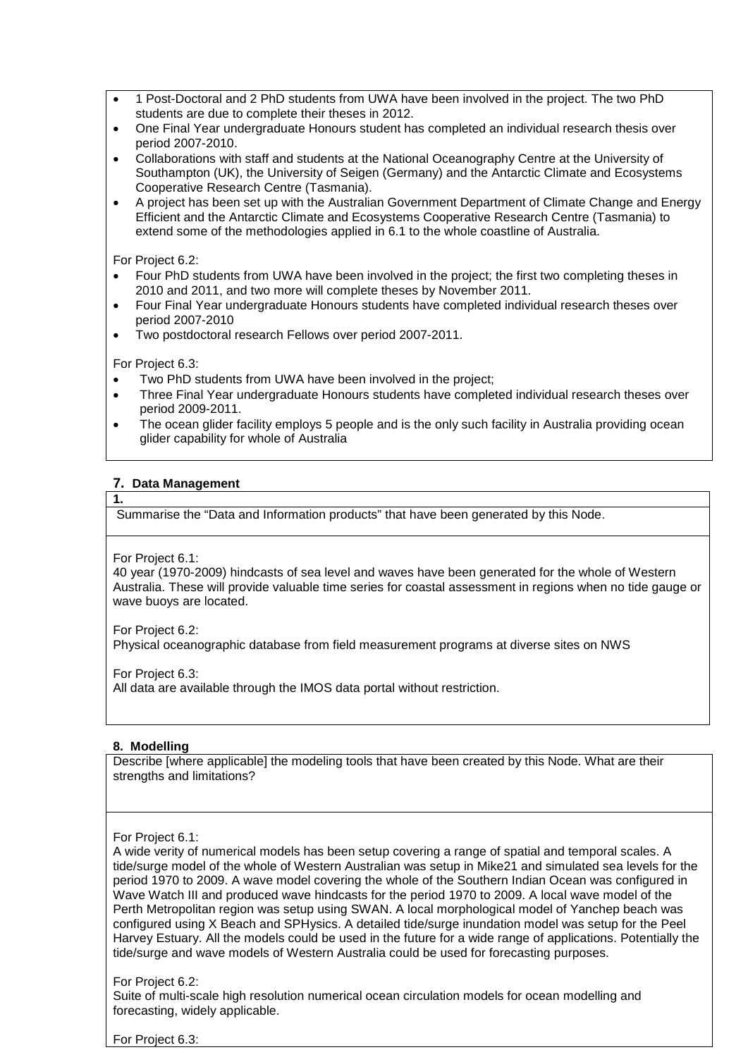- 1 Post-Doctoral and 2 PhD students from UWA have been involved in the project. The two PhD students are due to complete their theses in 2012.
- One Final Year undergraduate Honours student has completed an individual research thesis over period 2007-2010.
- Collaborations with staff and students at the National Oceanography Centre at the University of Southampton (UK), the University of Seigen (Germany) and the Antarctic Climate and Ecosystems Cooperative Research Centre (Tasmania).
- A project has been set up with the Australian Government Department of Climate Change and Energy Efficient and the Antarctic Climate and Ecosystems Cooperative Research Centre (Tasmania) to extend some of the methodologies applied in 6.1 to the whole coastline of Australia.

For Project 6.2:

- Four PhD students from UWA have been involved in the project; the first two completing theses in 2010 and 2011, and two more will complete theses by November 2011.
- Four Final Year undergraduate Honours students have completed individual research theses over period 2007-2010
- Two postdoctoral research Fellows over period 2007-2011.

For Project 6.3:

- Two PhD students from UWA have been involved in the project;
- Three Final Year undergraduate Honours students have completed individual research theses over period 2009-2011.
- The ocean glider facility employs 5 people and is the only such facility in Australia providing ocean glider capability for whole of Australia

## 7. Data Management

**1.**

Summarise the "Data and Information products" that have been generated by this Node.

For Project 6.1:
40 year (1970-2009) hindcasts of sea level and waves have been generated for the whole of Western Australia. These will provide valuable time series for coastal assessment in regions when no tide gauge or wave buoys are located.

For Project 6.2:
Physical oceanographic database from field measurement programs at diverse sites on NWS

For Project 6.3:
All data are available through the IMOS data portal without restriction.

## 8. Modelling

Describe [where applicable] the modeling tools that have been created by this Node. What are their strengths and limitations?

For Project 6.1:
A wide verity of numerical models has been setup covering a range of spatial and temporal scales. A tide/surge model of the whole of Western Australian was setup in Mike21 and simulated sea levels for the period 1970 to 2009. A wave model covering the whole of the Southern Indian Ocean was configured in Wave Watch III and produced wave hindcasts for the period 1970 to 2009. A local wave model of the Perth Metropolitan region was setup using SWAN. A local morphological model of Yanchep beach was configured using X Beach and SPHysics. A detailed tide/surge inundation model was setup for the Peel Harvey Estuary. All the models could be used in the future for a wide range of applications. Potentially the tide/surge and wave models of Western Australia could be used for forecasting purposes.

For Project 6.2:
Suite of multi-scale high resolution numerical ocean circulation models for ocean modelling and forecasting, widely applicable.

For Project 6.3: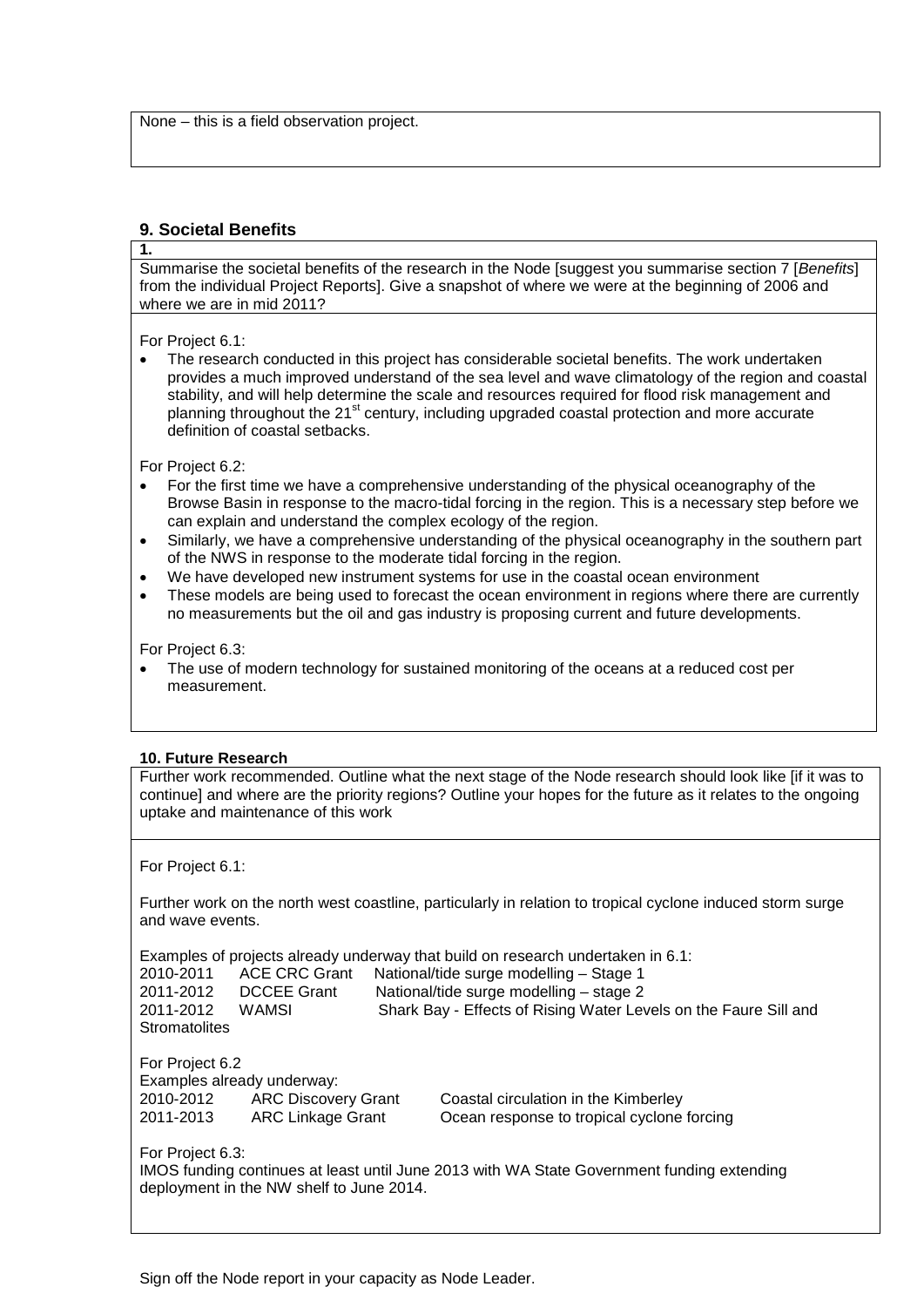None – this is a field observation project.

## 9. Societal Benefits

**1.**

Summarise the societal benefits of the research in the Node [suggest you summarise section 7 [*Benefits*] from the individual Project Reports]. Give a snapshot of where we were at the beginning of 2006 and where we are in mid 2011?

For Project 6.1:

- The research conducted in this project has considerable societal benefits. The work undertaken provides a much improved understand of the sea level and wave climatology of the region and coastal stability, and will help determine the scale and resources required for flood risk management and planning throughout the 21st century, including upgraded coastal protection and more accurate definition of coastal setbacks.

For Project 6.2:

- For the first time we have a comprehensive understanding of the physical oceanography of the Browse Basin in response to the macro-tidal forcing in the region. This is a necessary step before we can explain and understand the complex ecology of the region.
- Similarly, we have a comprehensive understanding of the physical oceanography in the southern part of the NWS in response to the moderate tidal forcing in the region.
- We have developed new instrument systems for use in the coastal ocean environment
- These models are being used to forecast the ocean environment in regions where there are currently no measurements but the oil and gas industry is proposing current and future developments.

For Project 6.3:

- The use of modern technology for sustained monitoring of the oceans at a reduced cost per measurement.

## 10. Future Research

Further work recommended. Outline what the next stage of the Node research should look like [if it was to continue] and where are the priority regions? Outline your hopes for the future as it relates to the ongoing uptake and maintenance of this work

For Project 6.1:

Further work on the north west coastline, particularly in relation to tropical cyclone induced storm surge and wave events.

Examples of projects already underway that build on research undertaken in 6.1:

| | | |
|---|---|---|
| 2010-2011 | ACE CRC Grant | National/tide surge modelling – Stage 1 |
| 2011-2012 | DCCEE Grant | National/tide surge modelling – stage 2 |
| 2011-2012 | WAMSI | Shark Bay - Effects of Rising Water Levels on the Faure Sill and Stromatolites |

For Project 6.2

Examples already underway:

| | | |
|---|---|---|
| 2010-2012 | ARC Discovery Grant | Coastal circulation in the Kimberley |
| 2011-2013 | ARC Linkage Grant | Ocean response to tropical cyclone forcing |

For Project 6.3:

IMOS funding continues at least until June 2013 with WA State Government funding extending deployment in the NW shelf to June 2014.

Sign off the Node report in your capacity as Node Leader.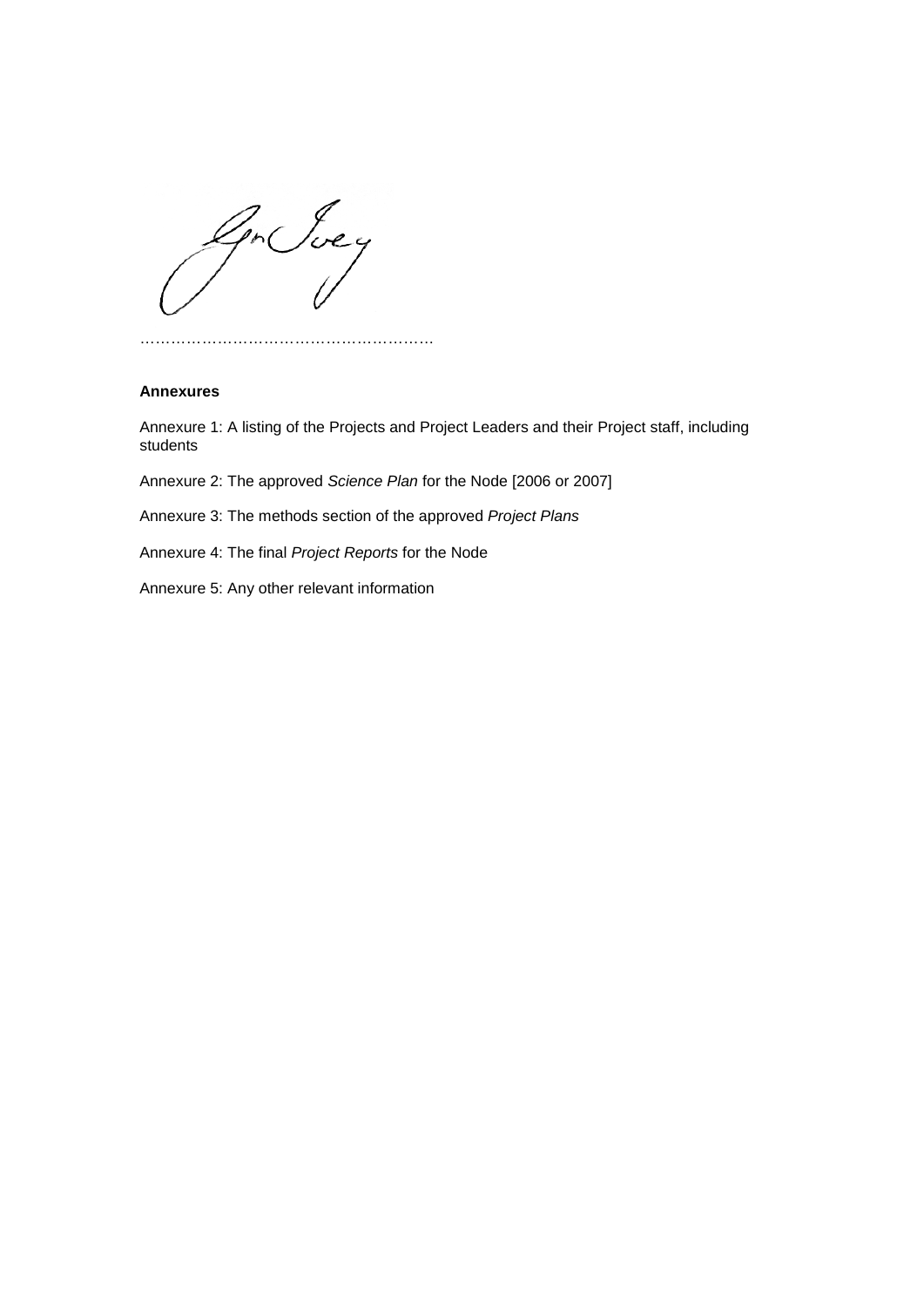………………………………………………

**Annexures**

Annexure 1: A listing of the Projects and Project Leaders and their Project staff, including students

Annexure 2: The approved *Science Plan* for the Node [2006 or 2007]

Annexure 3: The methods section of the approved *Project Plans*

Annexure 4: The final *Project Reports* for the Node

Annexure 5: Any other relevant information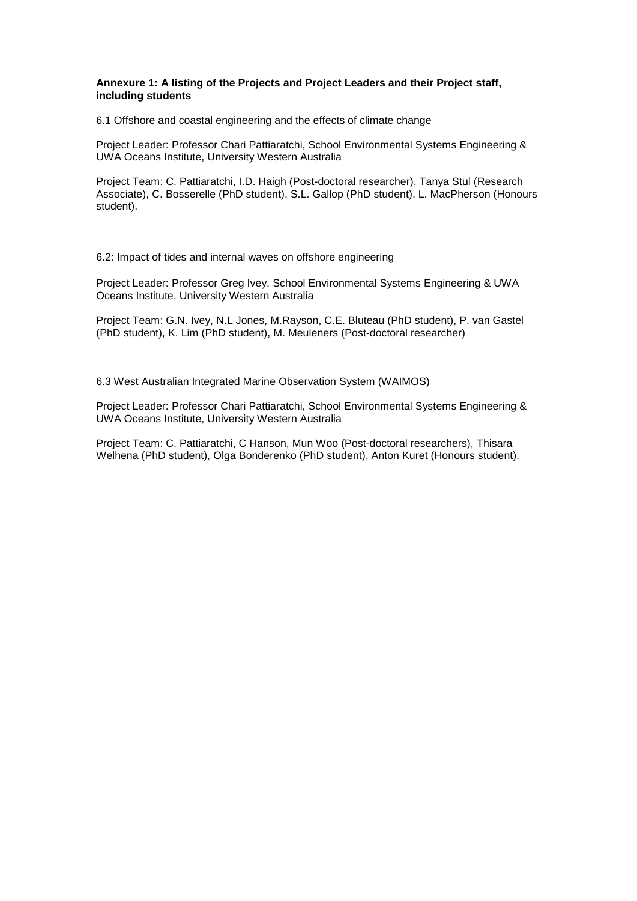**Annexure 1: A listing of the Projects and Project Leaders and their Project staff, including students**

6.1 Offshore and coastal engineering and the effects of climate change

Project Leader: Professor Chari Pattiaratchi, School Environmental Systems Engineering & UWA Oceans Institute, University Western Australia

Project Team: C. Pattiaratchi, I.D. Haigh (Post-doctoral researcher), Tanya Stul (Research Associate), C. Bosserelle (PhD student), S.L. Gallop (PhD student), L. MacPherson (Honours student).

6.2: Impact of tides and internal waves on offshore engineering

Project Leader: Professor Greg Ivey, School Environmental Systems Engineering & UWA Oceans Institute, University Western Australia

Project Team: G.N. Ivey, N.L Jones, M.Rayson, C.E. Bluteau (PhD student), P. van Gastel (PhD student), K. Lim (PhD student), M. Meuleners (Post-doctoral researcher)

6.3 West Australian Integrated Marine Observation System (WAIMOS)

Project Leader: Professor Chari Pattiaratchi, School Environmental Systems Engineering & UWA Oceans Institute, University Western Australia

Project Team: C. Pattiaratchi, C Hanson, Mun Woo (Post-doctoral researchers), Thisara Welhena (PhD student), Olga Bonderenko (PhD student), Anton Kuret (Honours student).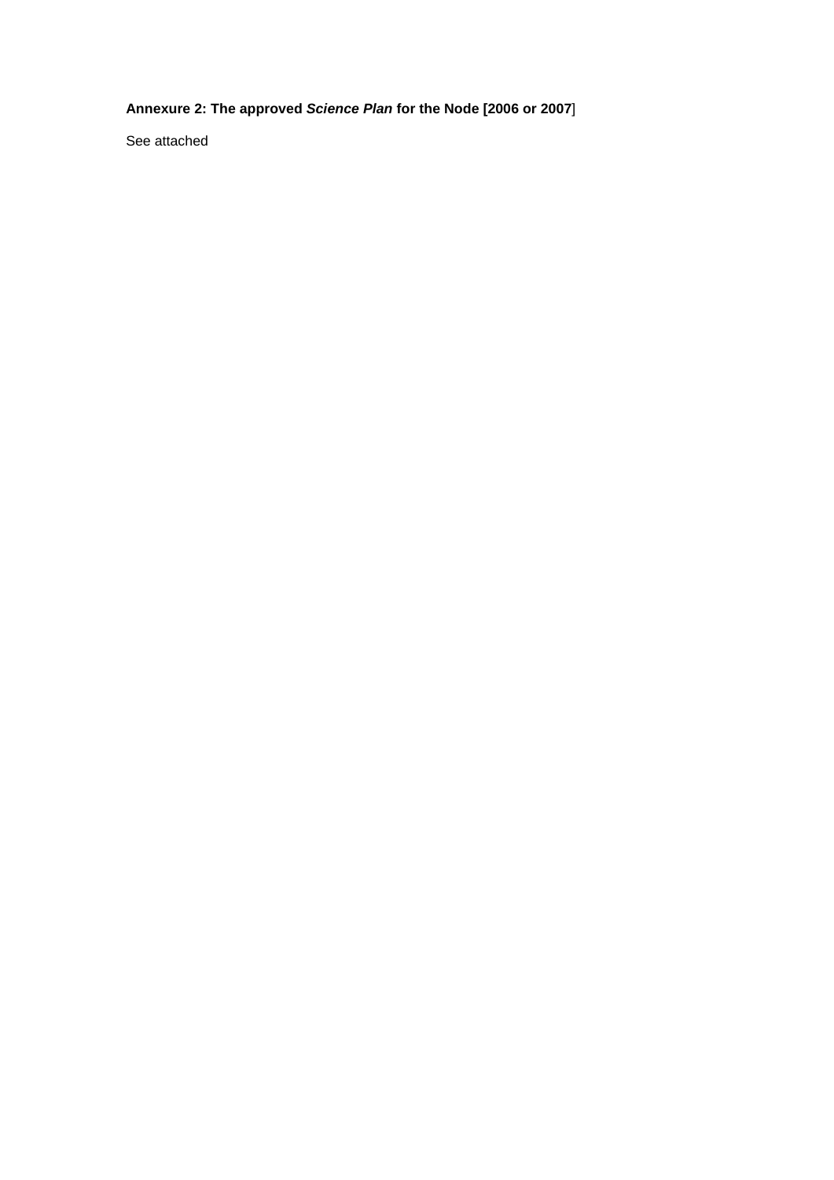**Annexure 2: The approved *Science Plan* for the Node [2006 or 2007**]

See attached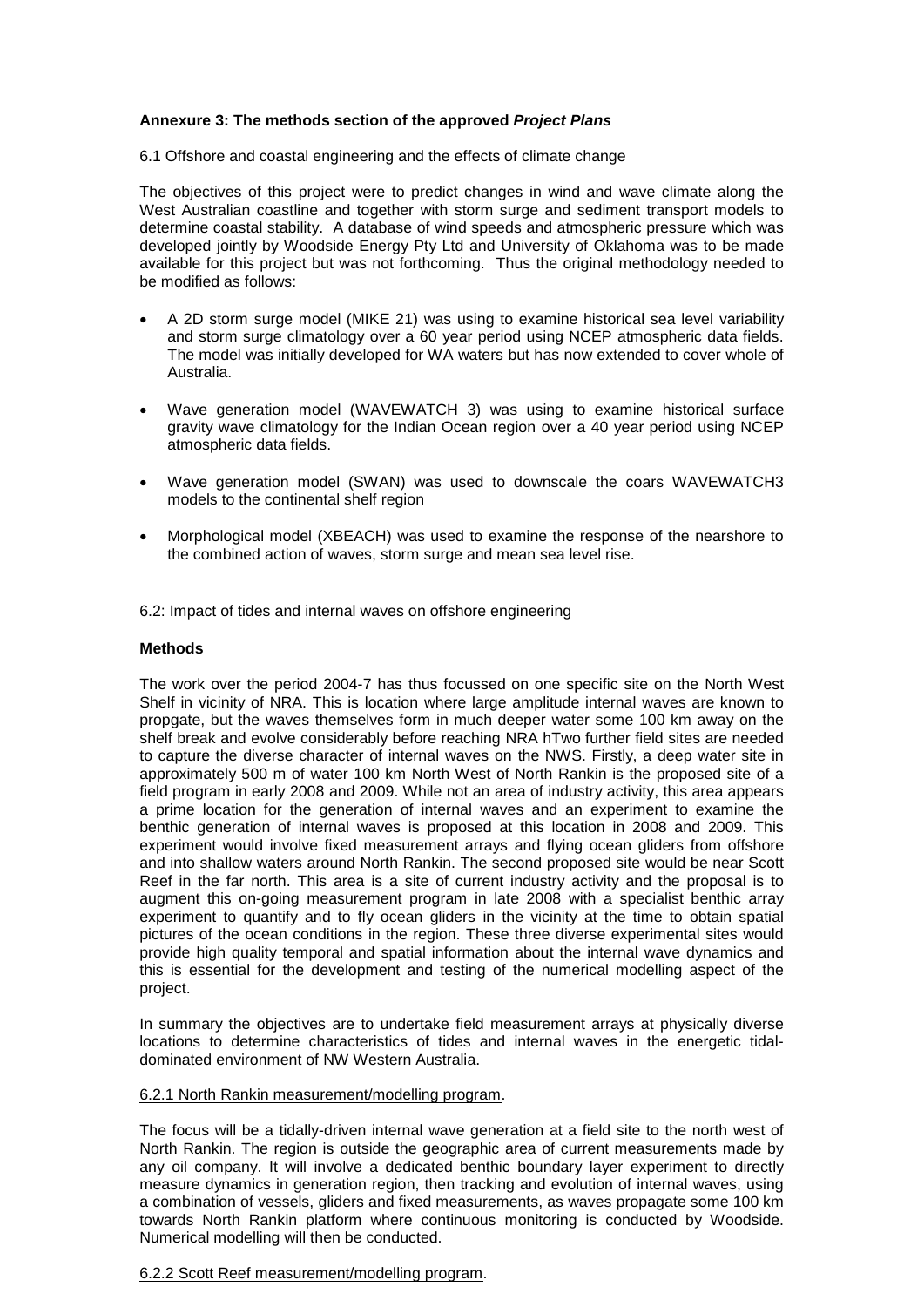**Annexure 3: The methods section of the approved *Project Plans***

6.1 Offshore and coastal engineering and the effects of climate change

The objectives of this project were to predict changes in wind and wave climate along the West Australian coastline and together with storm surge and sediment transport models to determine coastal stability. A database of wind speeds and atmospheric pressure which was developed jointly by Woodside Energy Pty Ltd and University of Oklahoma was to be made available for this project but was not forthcoming. Thus the original methodology needed to be modified as follows:

- A 2D storm surge model (MIKE 21) was using to examine historical sea level variability and storm surge climatology over a 60 year period using NCEP atmospheric data fields. The model was initially developed for WA waters but has now extended to cover whole of Australia.
- Wave generation model (WAVEWATCH 3) was using to examine historical surface gravity wave climatology for the Indian Ocean region over a 40 year period using NCEP atmospheric data fields.
- Wave generation model (SWAN) was used to downscale the coars WAVEWATCH3 models to the continental shelf region
- Morphological model (XBEACH) was used to examine the response of the nearshore to the combined action of waves, storm surge and mean sea level rise.

6.2: Impact of tides and internal waves on offshore engineering

**Methods**

The work over the period 2004-7 has thus focussed on one specific site on the North West Shelf in vicinity of NRA. This is location where large amplitude internal waves are known to propgate, but the waves themselves form in much deeper water some 100 km away on the shelf break and evolve considerably before reaching NRA hTwo further field sites are needed to capture the diverse character of internal waves on the NWS. Firstly, a deep water site in approximately 500 m of water 100 km North West of North Rankin is the proposed site of a field program in early 2008 and 2009. While not an area of industry activity, this area appears a prime location for the generation of internal waves and an experiment to examine the benthic generation of internal waves is proposed at this location in 2008 and 2009. This experiment would involve fixed measurement arrays and flying ocean gliders from offshore and into shallow waters around North Rankin. The second proposed site would be near Scott Reef in the far north. This area is a site of current industry activity and the proposal is to augment this on-going measurement program in late 2008 with a specialist benthic array experiment to quantify and to fly ocean gliders in the vicinity at the time to obtain spatial pictures of the ocean conditions in the region. These three diverse experimental sites would provide high quality temporal and spatial information about the internal wave dynamics and this is essential for the development and testing of the numerical modelling aspect of the project.

In summary the objectives are to undertake field measurement arrays at physically diverse locations to determine characteristics of tides and internal waves in the energetic tidal-dominated environment of NW Western Australia.

6.2.1 North Rankin measurement/modelling program.

The focus will be a tidally-driven internal wave generation at a field site to the north west of North Rankin. The region is outside the geographic area of current measurements made by any oil company. It will involve a dedicated benthic boundary layer experiment to directly measure dynamics in generation region, then tracking and evolution of internal waves, using a combination of vessels, gliders and fixed measurements, as waves propagate some 100 km towards North Rankin platform where continuous monitoring is conducted by Woodside. Numerical modelling will then be conducted.

6.2.2 Scott Reef measurement/modelling program.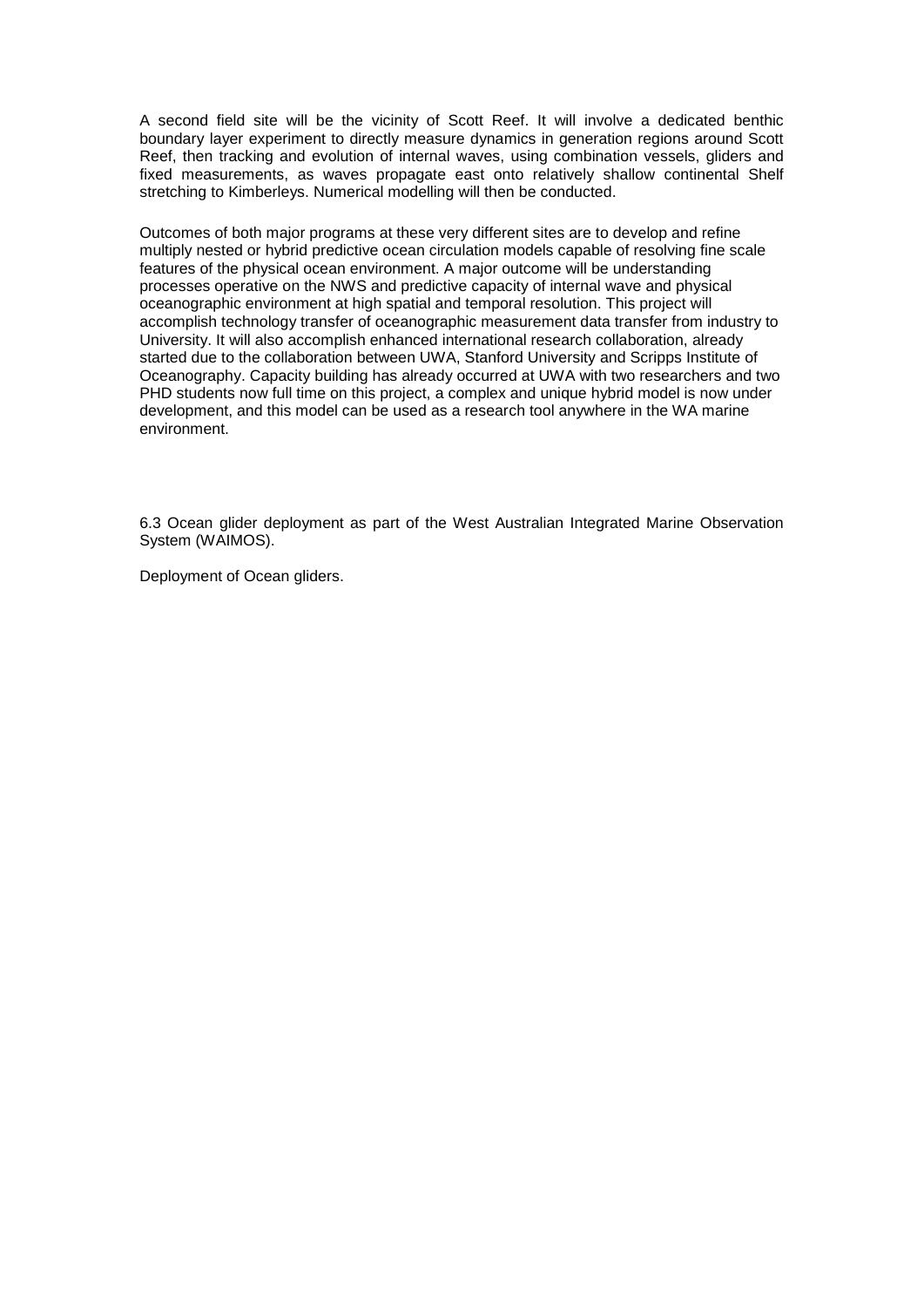A second field site will be the vicinity of Scott Reef. It will involve a dedicated benthic boundary layer experiment to directly measure dynamics in generation regions around Scott Reef, then tracking and evolution of internal waves, using combination vessels, gliders and fixed measurements, as waves propagate east onto relatively shallow continental Shelf stretching to Kimberleys. Numerical modelling will then be conducted.

Outcomes of both major programs at these very different sites are to develop and refine multiply nested or hybrid predictive ocean circulation models capable of resolving fine scale features of the physical ocean environment. A major outcome will be understanding processes operative on the NWS and predictive capacity of internal wave and physical oceanographic environment at high spatial and temporal resolution. This project will accomplish technology transfer of oceanographic measurement data transfer from industry to University. It will also accomplish enhanced international research collaboration, already started due to the collaboration between UWA, Stanford University and Scripps Institute of Oceanography. Capacity building has already occurred at UWA with two researchers and two PHD students now full time on this project, a complex and unique hybrid model is now under development, and this model can be used as a research tool anywhere in the WA marine environment.

6.3 Ocean glider deployment as part of the West Australian Integrated Marine Observation System (WAIMOS).

Deployment of Ocean gliders.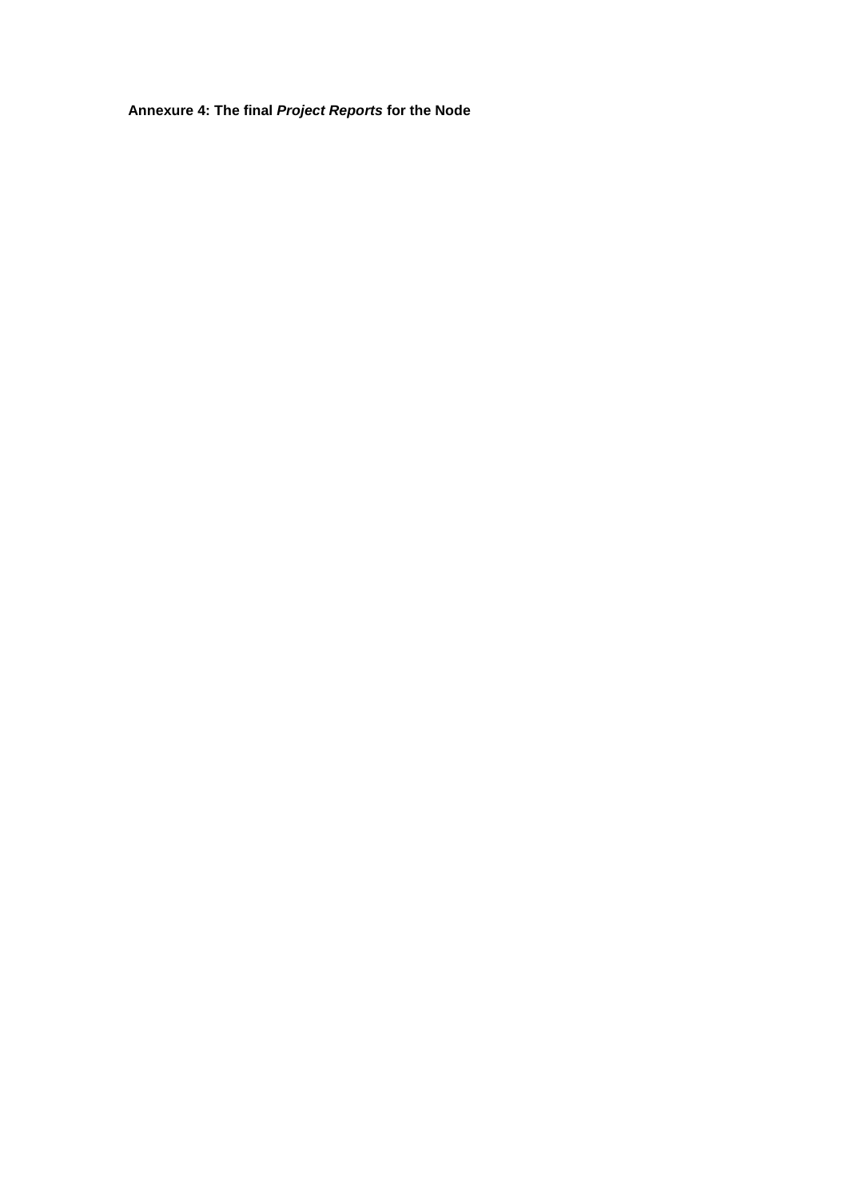**Annexure 4: The final *Project Reports* for the Node**